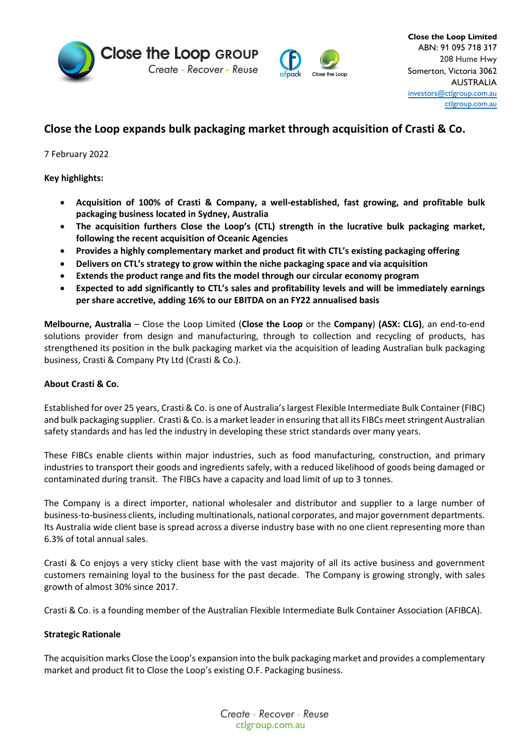**Close the Loop Limited**
ABN: 91 095 718 317
208 Hume Hwy
Somerton, Victoria 3062
AUSTRALIA
investors@ctlgroup.com.au
ctlgroup.com.au

# Close the Loop expands bulk packaging market through acquisition of Crasti & Co.

7 February 2022

**Key highlights:**

- **Acquisition of 100% of Crasti & Company, a well-established, fast growing, and profitable bulk packaging business located in Sydney, Australia**
- **The acquisition furthers Close the Loop's (CTL) strength in the lucrative bulk packaging market, following the recent acquisition of Oceanic Agencies**
- **Provides a highly complementary market and product fit with CTL's existing packaging offering**
- **Delivers on CTL's strategy to grow within the niche packaging space and via acquisition**
- **Extends the product range and fits the model through our circular economy program**
- **Expected to add significantly to CTL's sales and profitability levels and will be immediately earnings per share accretive, adding 16% to our EBITDA on an FY22 annualised basis**

**Melbourne, Australia** – Close the Loop Limited (**Close the Loop** or the **Company**) **(ASX: CLG)**, an end-to-end solutions provider from design and manufacturing, through to collection and recycling of products, has strengthened its position in the bulk packaging market via the acquisition of leading Australian bulk packaging business, Crasti & Company Pty Ltd (Crasti & Co.).

**About Crasti & Co.**

Established for over 25 years, Crasti & Co. is one of Australia's largest Flexible Intermediate Bulk Container (FIBC) and bulk packaging supplier. Crasti & Co. is a market leader in ensuring that all its FIBCs meet stringent Australian safety standards and has led the industry in developing these strict standards over many years.

These FIBCs enable clients within major industries, such as food manufacturing, construction, and primary industries to transport their goods and ingredients safely, with a reduced likelihood of goods being damaged or contaminated during transit. The FIBCs have a capacity and load limit of up to 3 tonnes.

The Company is a direct importer, national wholesaler and distributor and supplier to a large number of business-to-business clients, including multinationals, national corporates, and major government departments. Its Australia wide client base is spread across a diverse industry base with no one client representing more than 6.3% of total annual sales.

Crasti & Co enjoys a very sticky client base with the vast majority of all its active business and government customers remaining loyal to the business for the past decade. The Company is growing strongly, with sales growth of almost 30% since 2017.

Crasti & Co. is a founding member of the Australian Flexible Intermediate Bulk Container Association (AFIBCA).

**Strategic Rationale**

The acquisition marks Close the Loop's expansion into the bulk packaging market and provides a complementary market and product fit to Close the Loop's existing O.F. Packaging business.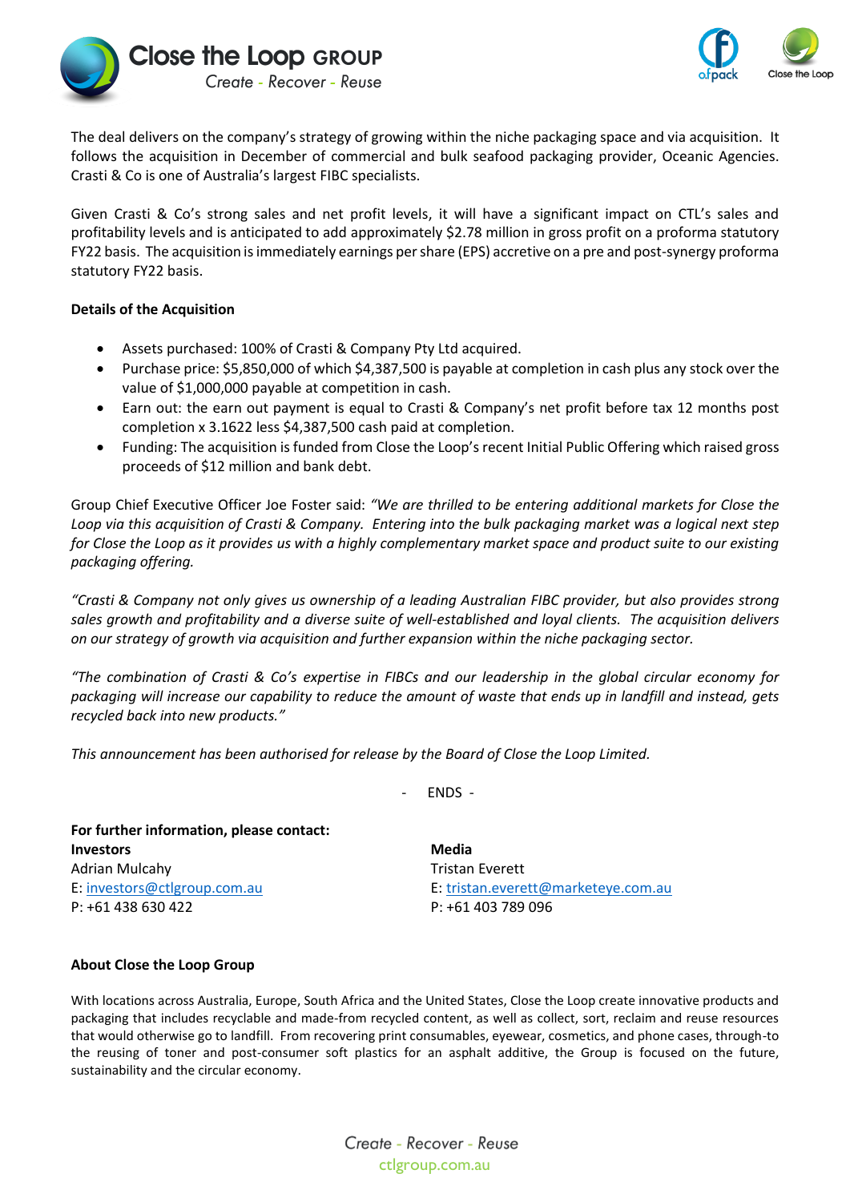The deal delivers on the company's strategy of growing within the niche packaging space and via acquisition. It follows the acquisition in December of commercial and bulk seafood packaging provider, Oceanic Agencies. Crasti & Co is one of Australia's largest FIBC specialists.

Given Crasti & Co's strong sales and net profit levels, it will have a significant impact on CTL's sales and profitability levels and is anticipated to add approximately $2.78 million in gross profit on a proforma statutory FY22 basis. The acquisition is immediately earnings per share (EPS) accretive on a pre and post-synergy proforma statutory FY22 basis.

**Details of the Acquisition**

- Assets purchased: 100% of Crasti & Company Pty Ltd acquired.
- Purchase price: $5,850,000 of which $4,387,500 is payable at completion in cash plus any stock over the value of $1,000,000 payable at competition in cash.
- Earn out: the earn out payment is equal to Crasti & Company's net profit before tax 12 months post completion x 3.1622 less $4,387,500 cash paid at completion.
- Funding: The acquisition is funded from Close the Loop's recent Initial Public Offering which raised gross proceeds of $12 million and bank debt.

Group Chief Executive Officer Joe Foster said: *"We are thrilled to be entering additional markets for Close the Loop via this acquisition of Crasti & Company. Entering into the bulk packaging market was a logical next step for Close the Loop as it provides us with a highly complementary market space and product suite to our existing packaging offering.*

*"Crasti & Company not only gives us ownership of a leading Australian FIBC provider, but also provides strong sales growth and profitability and a diverse suite of well-established and loyal clients. The acquisition delivers on our strategy of growth via acquisition and further expansion within the niche packaging sector.*

*"The combination of Crasti & Co's expertise in FIBCs and our leadership in the global circular economy for packaging will increase our capability to reduce the amount of waste that ends up in landfill and instead, gets recycled back into new products."*

*This announcement has been authorised for release by the Board of Close the Loop Limited.*

\- ENDS -

**For further information, please contact:**

**Investors**
Adrian Mulcahy
E: investors@ctlgroup.com.au
P: +61 438 630 422

**Media**
Tristan Everett
E: tristan.everett@marketeye.com.au
P: +61 403 789 096

**About Close the Loop Group**

With locations across Australia, Europe, South Africa and the United States, Close the Loop create innovative products and packaging that includes recyclable and made-from recycled content, as well as collect, sort, reclaim and reuse resources that would otherwise go to landfill. From recovering print consumables, eyewear, cosmetics, and phone cases, through-to the reusing of toner and post-consumer soft plastics for an asphalt additive, the Group is focused on the future, sustainability and the circular economy.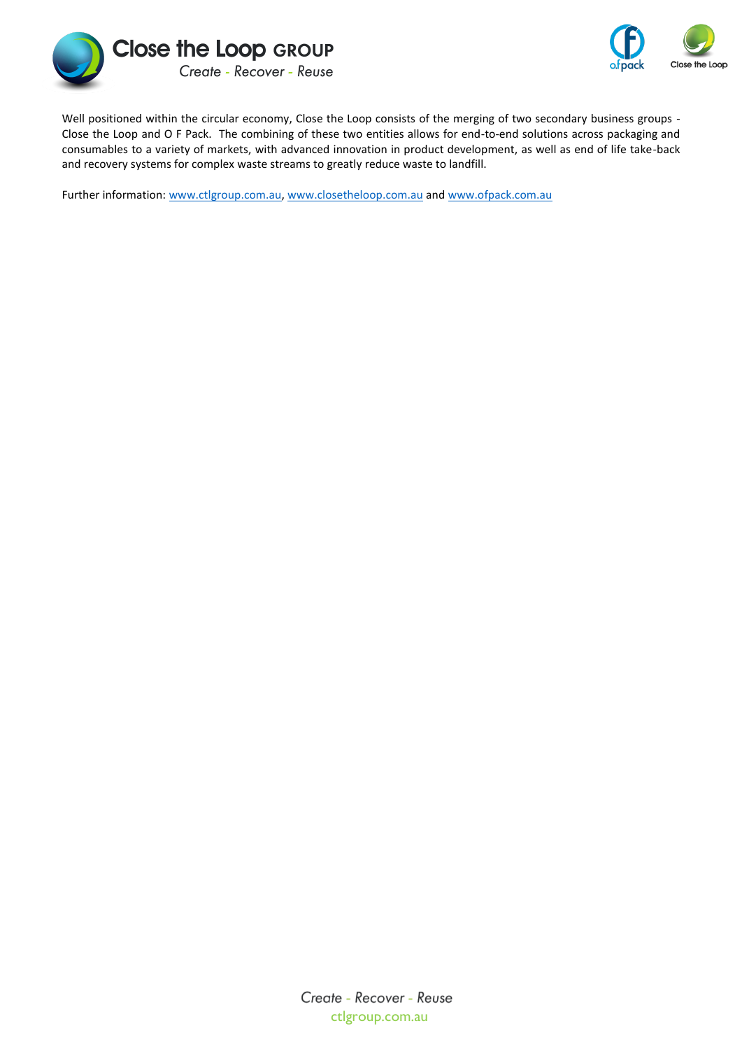Well positioned within the circular economy, Close the Loop consists of the merging of two secondary business groups - Close the Loop and O F Pack. The combining of these two entities allows for end-to-end solutions across packaging and consumables to a variety of markets, with advanced innovation in product development, as well as end of life take-back and recovery systems for complex waste streams to greatly reduce waste to landfill.

Further information: [www.ctlgroup.com.au](http://www.ctlgroup.com.au), [www.closetheloop.com.au](http://www.closetheloop.com.au) and [www.ofpack.com.au](http://www.ofpack.com.au)